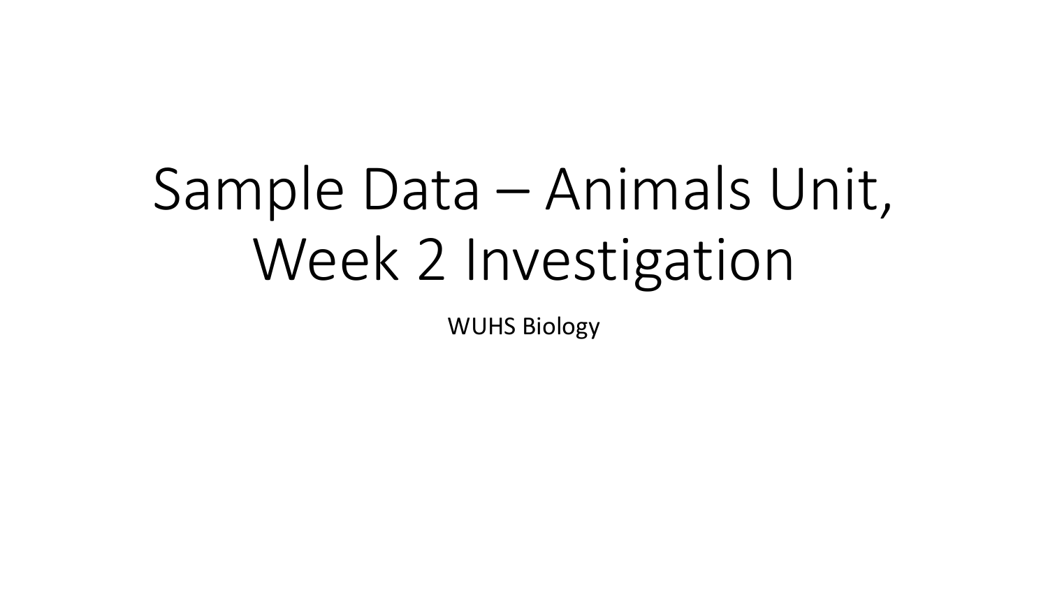# Sample Data – Animals Unit, Week 2 Investigation

WUHS Biology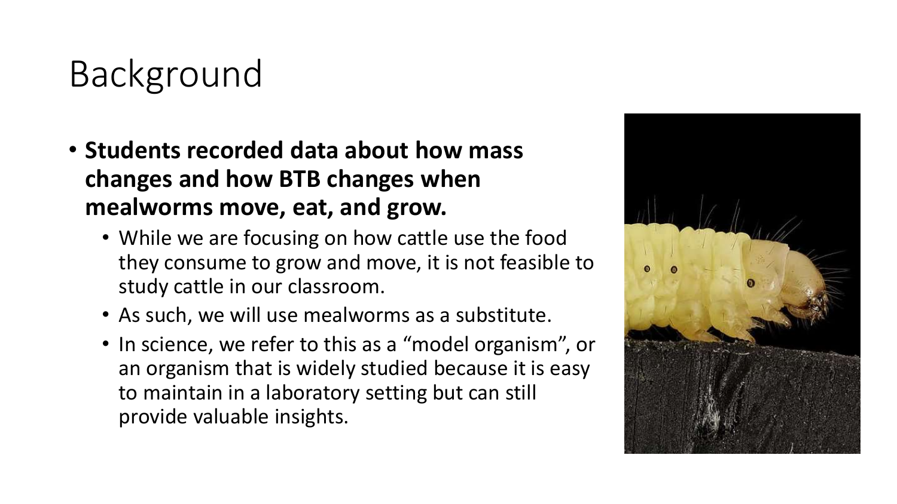# Background

- **Students recorded data about how mass changes and how BTB changes when mealworms move, eat, and grow.**
  - While we are focusing on how cattle use the food they consume to grow and move, it is not feasible to study cattle in our classroom.
  - As such, we will use mealworms as a substitute.
  - In science, we refer to this as a "model organism", or an organism that is widely studied because it is easy to maintain in a laboratory setting but can still provide valuable insights.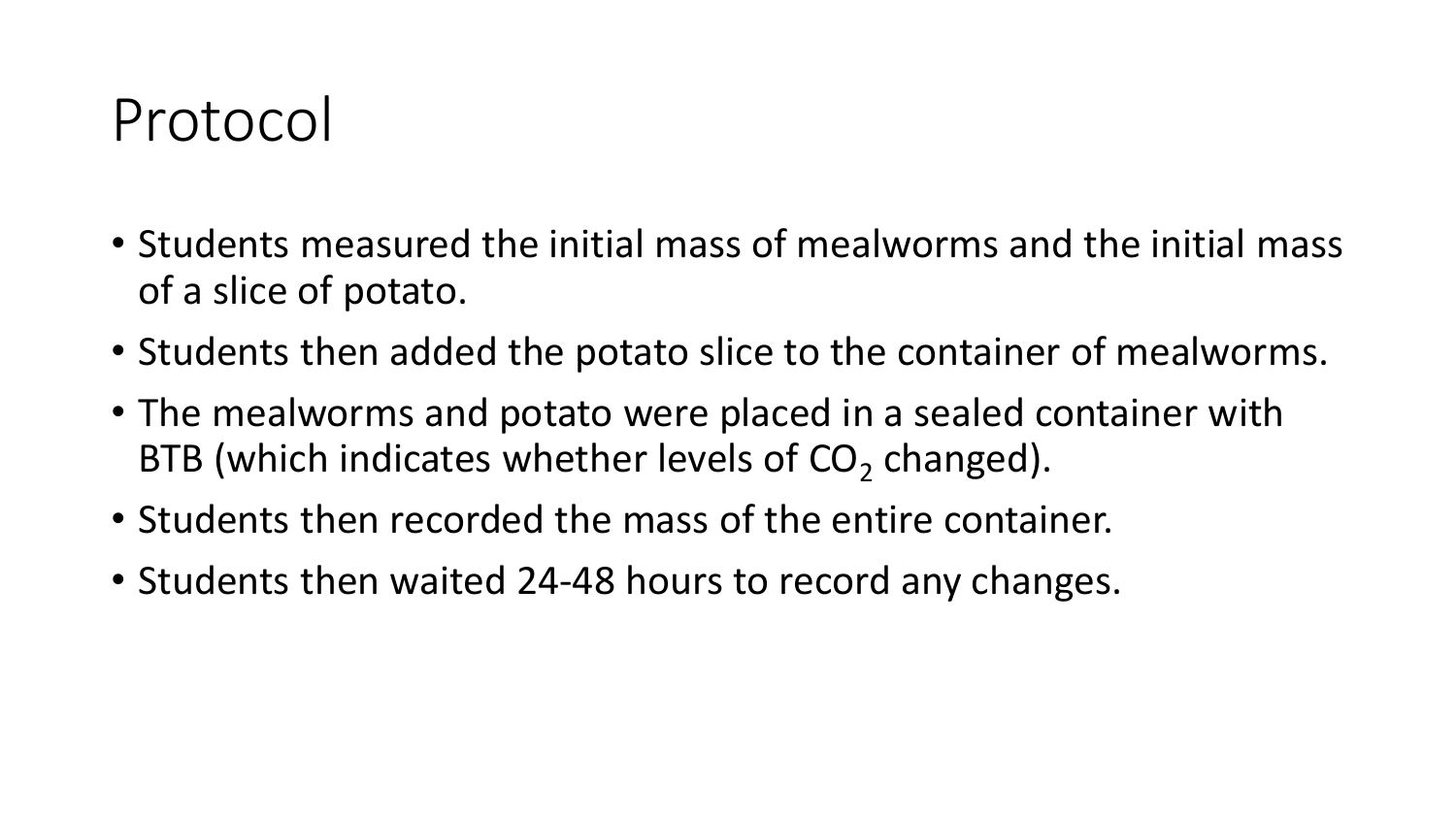# Protocol

- Students measured the initial mass of mealworms and the initial mass of a slice of potato.
- Students then added the potato slice to the container of mealworms.
- The mealworms and potato were placed in a sealed container with BTB (which indicates whether levels of $CO_2$ changed).
- Students then recorded the mass of the entire container.
- Students then waited 24-48 hours to record any changes.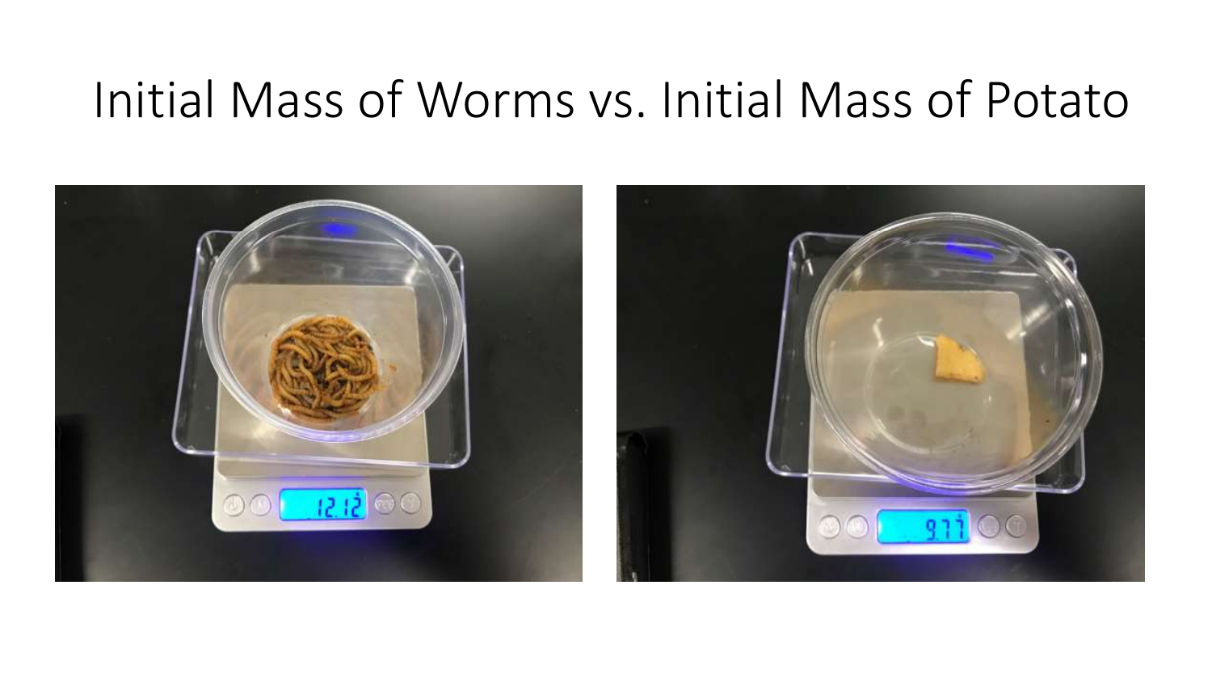# Initial Mass of Worms vs. Initial Mass of Potato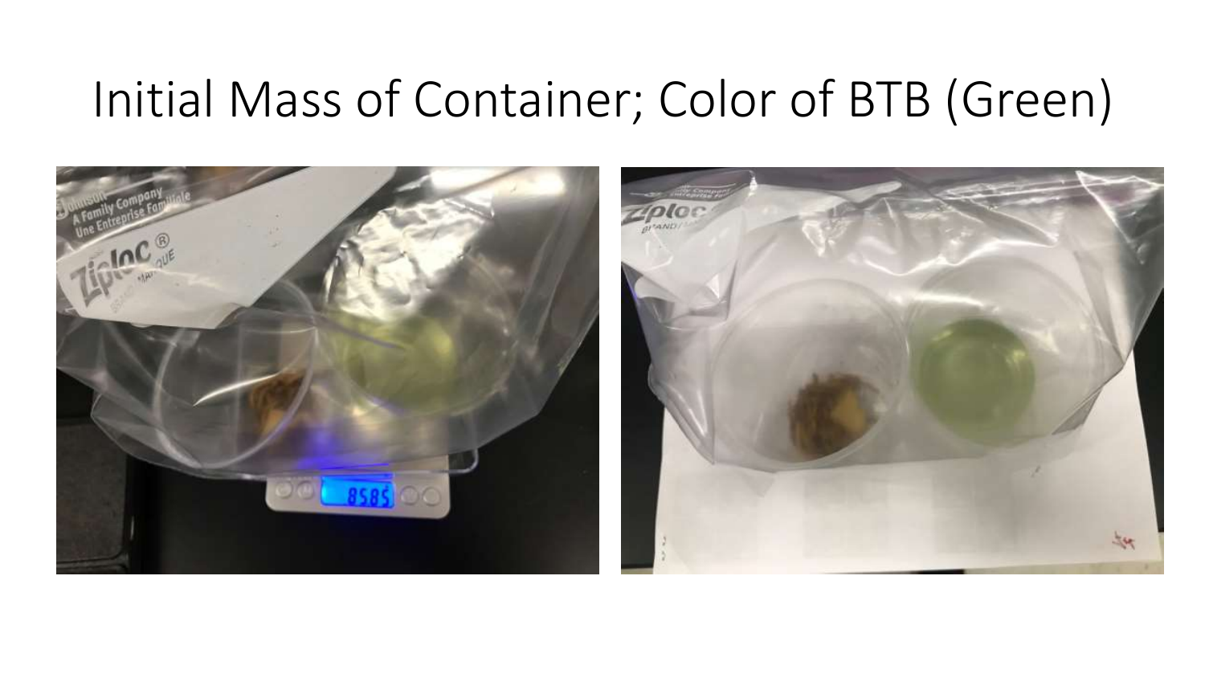# Initial Mass of Container; Color of BTB (Green)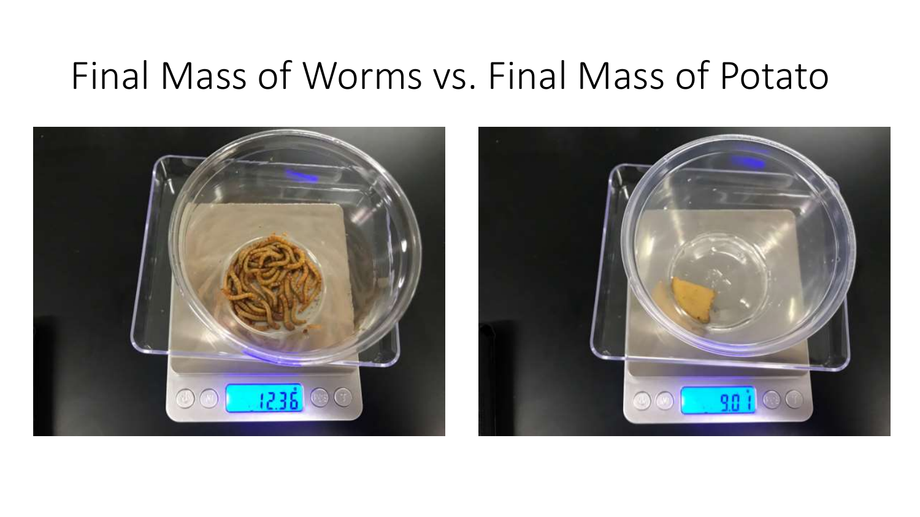# Final Mass of Worms vs. Final Mass of Potato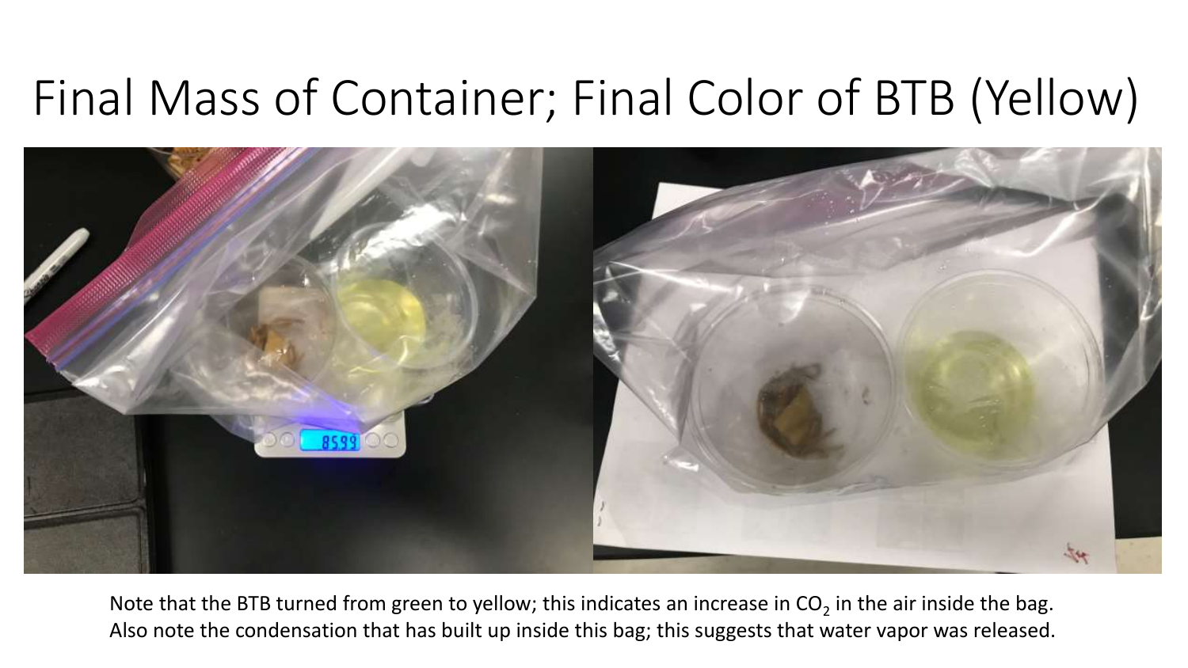# Final Mass of Container; Final Color of BTB (Yellow)

Note that the BTB turned from green to yellow; this indicates an increase in $CO_2$ in the air inside the bag. Also note the condensation that has built up inside this bag; this suggests that water vapor was released.